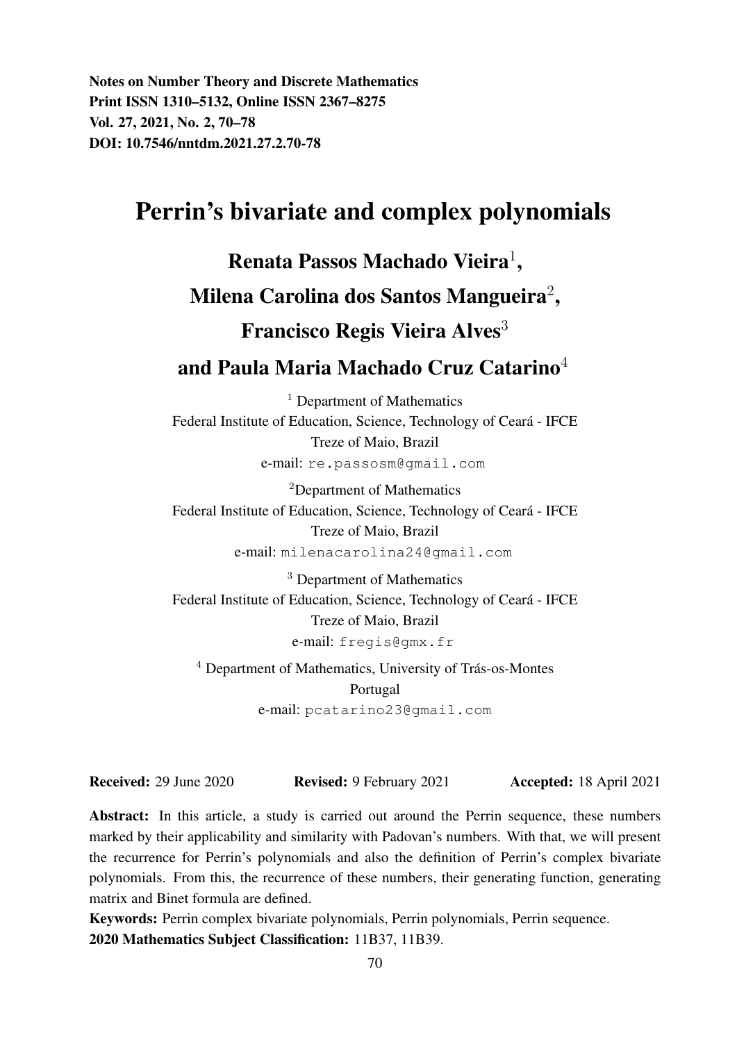Notes on Number Theory and Discrete Mathematics
Print ISSN 1310–5132, Online ISSN 2367–8275
Vol. 27, 2021, No. 2, 70–78
DOI: 10.7546/nntdm.2021.27.2.70-78

# Perrin's bivariate and complex polynomials

## Renata Passos Machado Vieira[1], Milena Carolina dos Santos Mangueira[2], Francisco Regis Vieira Alves[3] and Paula Maria Machado Cruz Catarino[4]

[1] Department of Mathematics
Federal Institute of Education, Science, Technology of Ceará - IFCE
Treze of Maio, Brazil
e-mail: re.passosm@gmail.com

[2] Department of Mathematics
Federal Institute of Education, Science, Technology of Ceará - IFCE
Treze of Maio, Brazil
e-mail: milenacarolina24@gmail.com

[3] Department of Mathematics
Federal Institute of Education, Science, Technology of Ceará - IFCE
Treze of Maio, Brazil
e-mail: fregis@gmx.fr

[4] Department of Mathematics, University of Trás-os-Montes
Portugal
e-mail: pcatarino23@gmail.com

**Received:** 29 June 2020 **Revised:** 9 February 2021 **Accepted:** 18 April 2021

**Abstract:** In this article, a study is carried out around the Perrin sequence, these numbers marked by their applicability and similarity with Padovan's numbers. With that, we will present the recurrence for Perrin's polynomials and also the definition of Perrin's complex bivariate polynomials. From this, the recurrence of these numbers, their generating function, generating matrix and Binet formula are defined.

**Keywords:** Perrin complex bivariate polynomials, Perrin polynomials, Perrin sequence.

**2020 Mathematics Subject Classification:** 11B37, 11B39.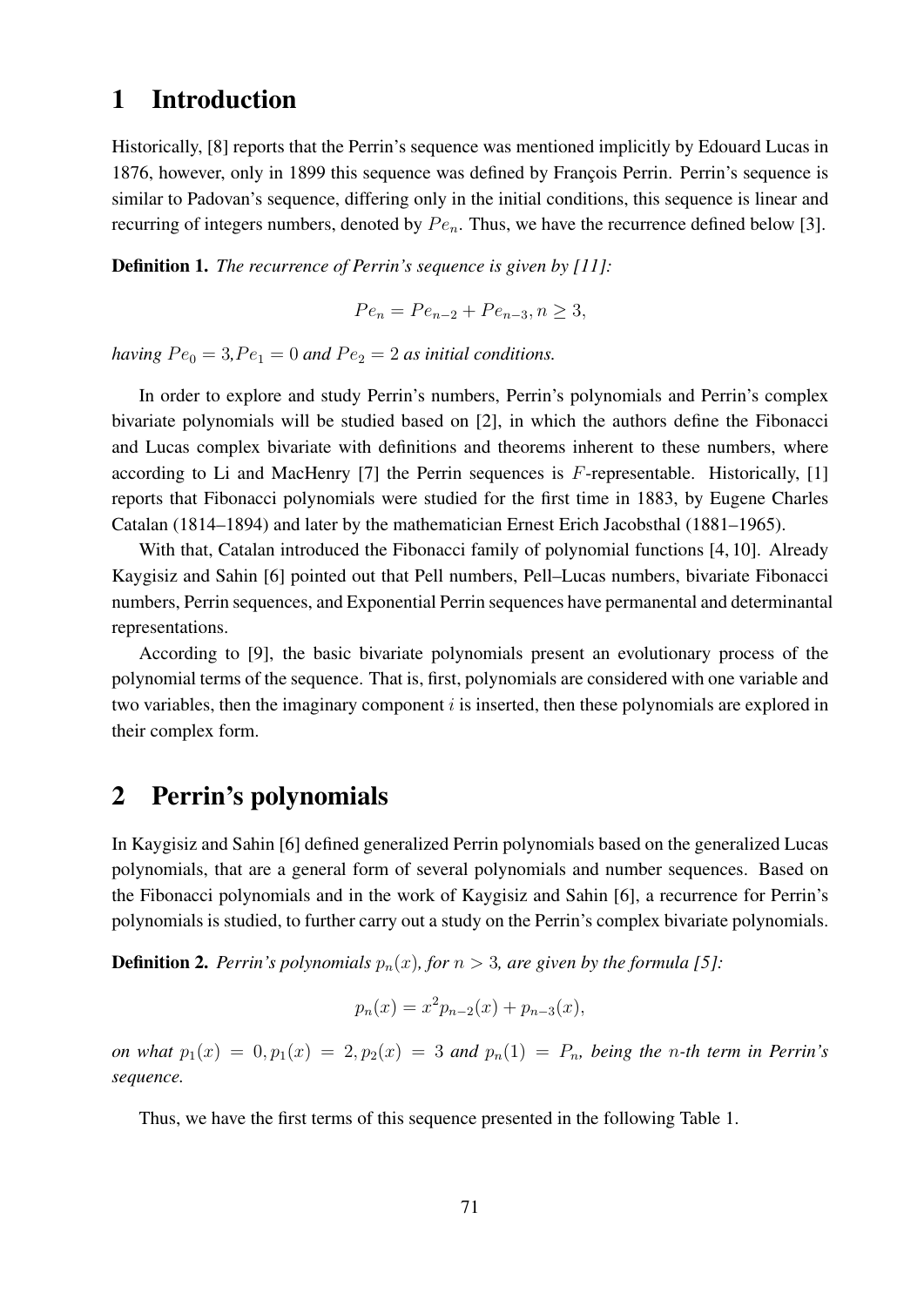# 1 Introduction

Historically, [8] reports that the Perrin's sequence was mentioned implicitly by Edouard Lucas in 1876, however, only in 1899 this sequence was defined by François Perrin. Perrin's sequence is similar to Padovan's sequence, differing only in the initial conditions, this sequence is linear and recurring of integers numbers, denoted by $Pe_n$. Thus, we have the recurrence defined below [3].

**Definition 1.** *The recurrence of Perrin's sequence is given by [11]:*

$$Pe_n = Pe_{n-2} + Pe_{n-3}, n \geq 3,$$

*having $Pe_0 = 3$, $Pe_1 = 0$ and $Pe_2 = 2$ as initial conditions.*

In order to explore and study Perrin's numbers, Perrin's polynomials and Perrin's complex bivariate polynomials will be studied based on [2], in which the authors define the Fibonacci and Lucas complex bivariate with definitions and theorems inherent to these numbers, where according to Li and MacHenry [7] the Perrin sequences is $F$-representable. Historically, [1] reports that Fibonacci polynomials were studied for the first time in 1883, by Eugene Charles Catalan (1814–1894) and later by the mathematician Ernest Erich Jacobsthal (1881–1965).

With that, Catalan introduced the Fibonacci family of polynomial functions [4, 10]. Already Kaygisiz and Sahin [6] pointed out that Pell numbers, Pell–Lucas numbers, bivariate Fibonacci numbers, Perrin sequences, and Exponential Perrin sequences have permanental and determinantal representations.

According to [9], the basic bivariate polynomials present an evolutionary process of the polynomial terms of the sequence. That is, first, polynomials are considered with one variable and two variables, then the imaginary component $i$ is inserted, then these polynomials are explored in their complex form.

# 2 Perrin's polynomials

In Kaygisiz and Sahin [6] defined generalized Perrin polynomials based on the generalized Lucas polynomials, that are a general form of several polynomials and number sequences. Based on the Fibonacci polynomials and in the work of Kaygisiz and Sahin [6], a recurrence for Perrin's polynomials is studied, to further carry out a study on the Perrin's complex bivariate polynomials.

**Definition 2.** *Perrin's polynomials $p_n(x)$, for $n > 3$, are given by the formula [5]:*

$$p_n(x) = x^2 p_{n-2}(x) + p_{n-3}(x),$$

*on what $p_1(x) = 0, p_1(x) = 2, p_2(x) = 3$ and $p_n(1) = P_n$, being the $n$-th term in Perrin's sequence.*

Thus, we have the first terms of this sequence presented in the following Table 1.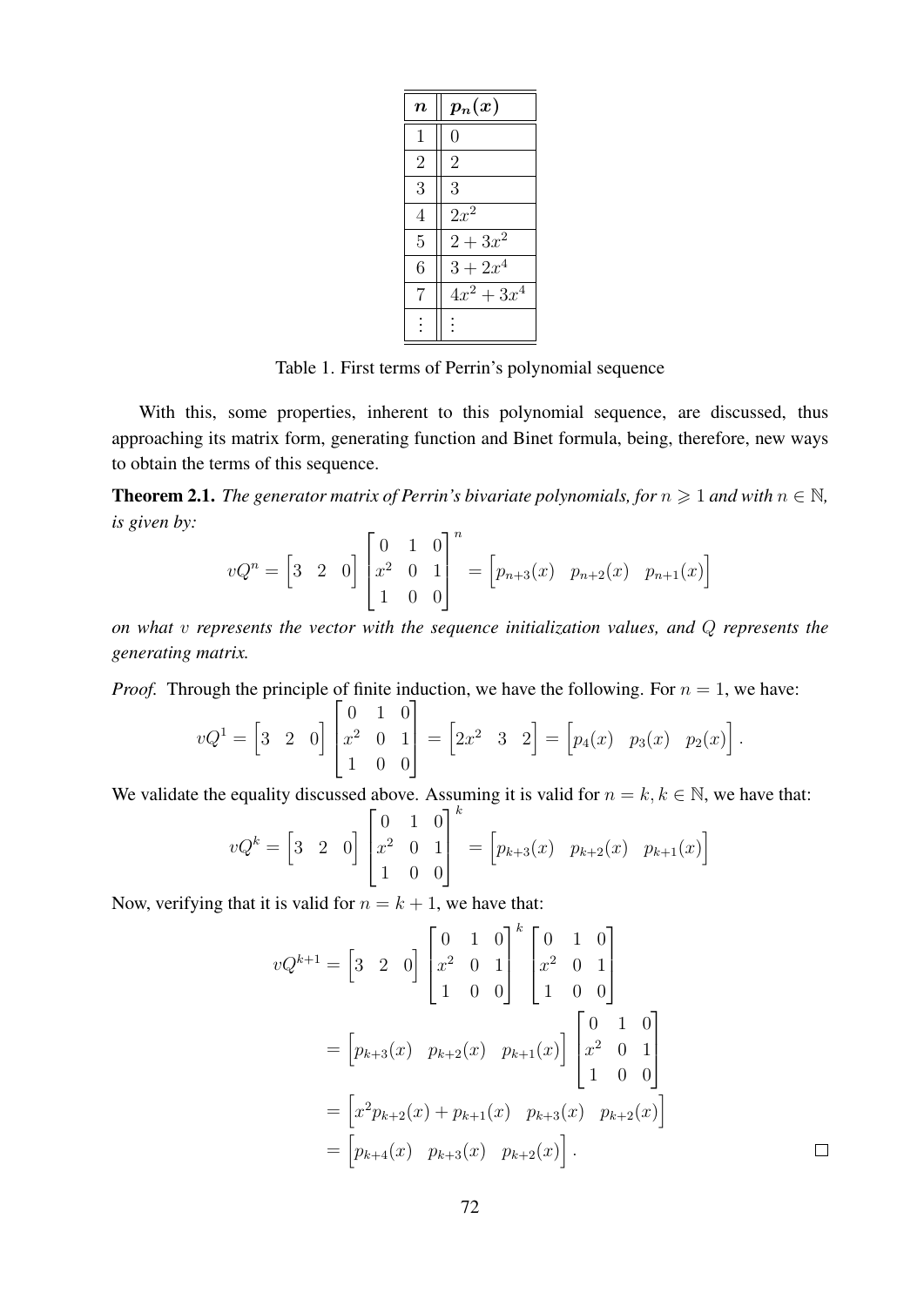| $n$ | $p_n(x)$ |
|---|---|
| 1 | 0 |
| 2 | 2 |
| 3 | 3 |
| 4 | $2x^2$ |
| 5 | $2+3x^2$ |
| 6 | $3+2x^4$ |
| 7 | $4x^2+3x^4$ |
| $\vdots$ | $\vdots$ |

Table 1. First terms of Perrin's polynomial sequence

With this, some properties, inherent to this polynomial sequence, are discussed, thus approaching its matrix form, generating function and Binet formula, being, therefore, new ways to obtain the terms of this sequence.

**Theorem 2.1.** *The generator matrix of Perrin's bivariate polynomials, for $n \geqslant 1$ and with $n \in \mathbb{N}$, is given by:*

$$vQ^n = \begin{bmatrix} 3 & 2 & 0 \end{bmatrix} \begin{bmatrix} 0 & 1 & 0 \\ x^2 & 0 & 1 \\ 1 & 0 & 0 \end{bmatrix}^n = \begin{bmatrix} p_{n+3}(x) & p_{n+2}(x) & p_{n+1}(x) \end{bmatrix}$$

*on what $v$ represents the vector with the sequence initialization values, and $Q$ represents the generating matrix.*

*Proof.* Through the principle of finite induction, we have the following. For $n = 1$, we have:

$$vQ^1 = \begin{bmatrix} 3 & 2 & 0 \end{bmatrix} \begin{bmatrix} 0 & 1 & 0 \\ x^2 & 0 & 1 \\ 1 & 0 & 0 \end{bmatrix} = \begin{bmatrix} 2x^2 & 3 & 2 \end{bmatrix} = \begin{bmatrix} p_4(x) & p_3(x) & p_2(x) \end{bmatrix}.$$

We validate the equality discussed above. Assuming it is valid for $n = k, k \in \mathbb{N}$, we have that:

$$vQ^k = \begin{bmatrix} 3 & 2 & 0 \end{bmatrix} \begin{bmatrix} 0 & 1 & 0 \\ x^2 & 0 & 1 \\ 1 & 0 & 0 \end{bmatrix}^k = \begin{bmatrix} p_{k+3}(x) & p_{k+2}(x) & p_{k+1}(x) \end{bmatrix}$$

Now, verifying that it is valid for $n = k + 1$, we have that:

$$\begin{aligned} vQ^{k+1} &= \begin{bmatrix} 3 & 2 & 0 \end{bmatrix} \begin{bmatrix} 0 & 1 & 0 \\ x^2 & 0 & 1 \\ 1 & 0 & 0 \end{bmatrix}^k \begin{bmatrix} 0 & 1 & 0 \\ x^2 & 0 & 1 \\ 1 & 0 & 0 \end{bmatrix} \\ &= \begin{bmatrix} p_{k+3}(x) & p_{k+2}(x) & p_{k+1}(x) \end{bmatrix} \begin{bmatrix} 0 & 1 & 0 \\ x^2 & 0 & 1 \\ 1 & 0 & 0 \end{bmatrix} \\ &= \begin{bmatrix} x^2 p_{k+2}(x) + p_{k+1}(x) & p_{k+3}(x) & p_{k+2}(x) \end{bmatrix} \\ &= \begin{bmatrix} p_{k+4}(x) & p_{k+3}(x) & p_{k+2}(x) \end{bmatrix}. \end{aligned}$$

□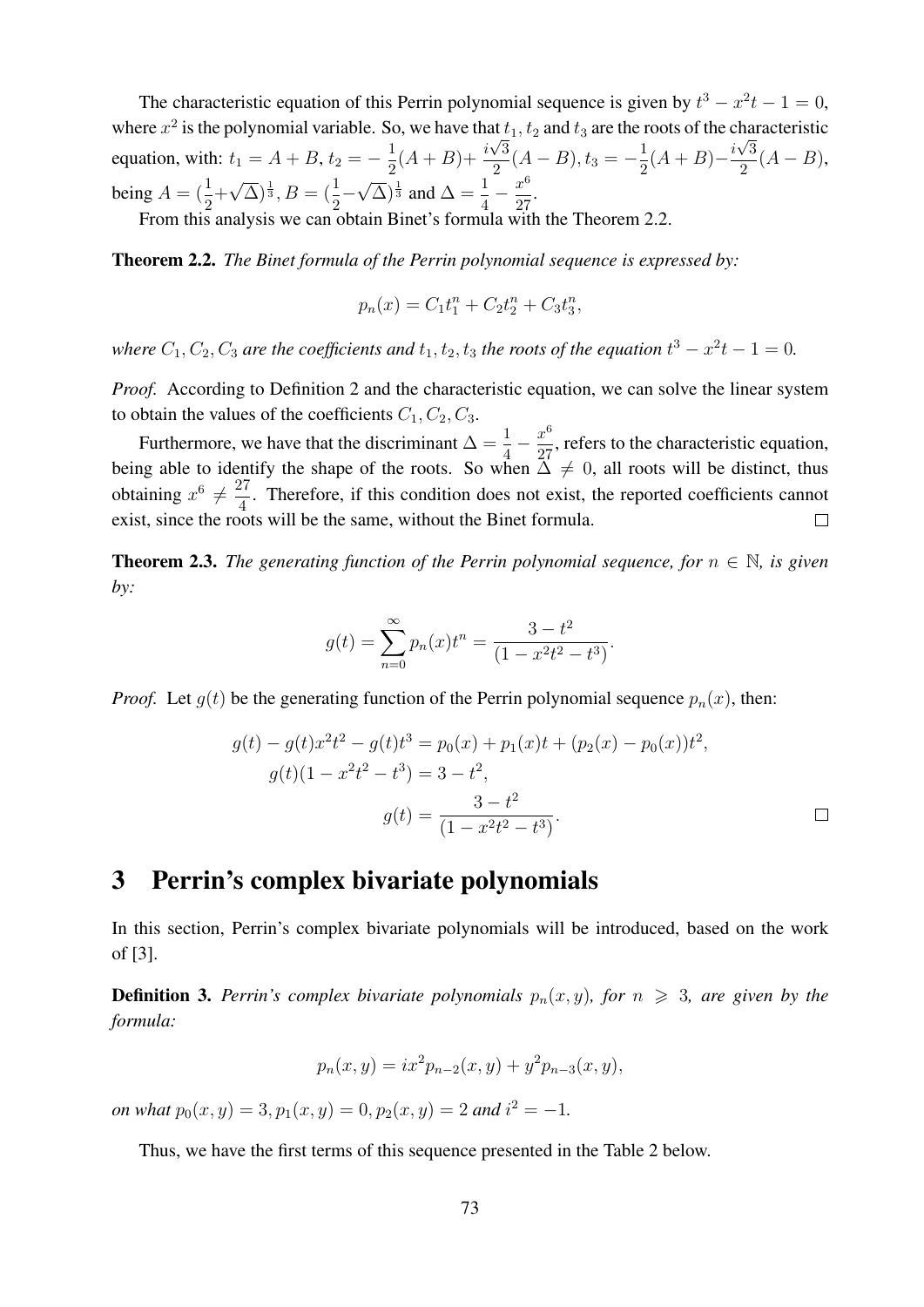The characteristic equation of this Perrin polynomial sequence is given by $t^3 - x^2 t - 1 = 0$, where $x^2$ is the polynomial variable. So, we have that $t_1$, $t_2$ and $t_3$ are the roots of the characteristic equation, with: $t_1 = A + B$, $t_2 = -\frac{1}{2}(A+B) + \frac{i\sqrt{3}}{2}(A-B)$, $t_3 = -\frac{1}{2}(A+B) - \frac{i\sqrt{3}}{2}(A-B)$, being $A = (\frac{1}{2} + \sqrt{\Delta})^{\frac{1}{3}}$, $B = (\frac{1}{2} - \sqrt{\Delta})^{\frac{1}{3}}$ and $\Delta = \frac{1}{4} - \frac{x^6}{27}$.

From this analysis we can obtain Binet's formula with the Theorem 2.2.

**Theorem 2.2.** *The Binet formula of the Perrin polynomial sequence is expressed by:*

$$p_n(x) = C_1 t_1^n + C_2 t_2^n + C_3 t_3^n,$$

*where $C_1, C_2, C_3$ are the coefficients and $t_1, t_2, t_3$ the roots of the equation $t^3 - x^2 t - 1 = 0$.*

*Proof.* According to Definition 2 and the characteristic equation, we can solve the linear system to obtain the values of the coefficients $C_1, C_2, C_3$.

Furthermore, we have that the discriminant $\Delta = \frac{1}{4} - \frac{x^6}{27}$, refers to the characteristic equation, being able to identify the shape of the roots. So when $\Delta \neq 0$, all roots will be distinct, thus obtaining $x^6 \neq \frac{27}{4}$. Therefore, if this condition does not exist, the reported coefficients cannot exist, since the roots will be the same, without the Binet formula. $\square$

**Theorem 2.3.** *The generating function of the Perrin polynomial sequence, for $n \in \mathbb{N}$, is given by:*

$$g(t) = \sum_{n=0}^{\infty} p_n(x) t^n = \frac{3 - t^2}{(1 - x^2 t^2 - t^3)}.$$

*Proof.* Let $g(t)$ be the generating function of the Perrin polynomial sequence $p_n(x)$, then:

$$\begin{aligned}
g(t) - g(t)x^2t^2 - g(t)t^3 &= p_0(x) + p_1(x)t + (p_2(x) - p_0(x))t^2, \\
g(t)(1 - x^2t^2 - t^3) &= 3 - t^2, \\
g(t) &= \frac{3 - t^2}{(1 - x^2t^2 - t^3)}.
\end{aligned}$$

$\square$

# 3 Perrin's complex bivariate polynomials

In this section, Perrin's complex bivariate polynomials will be introduced, based on the work of [3].

**Definition 3.** *Perrin's complex bivariate polynomials $p_n(x, y)$, for $n \geqslant 3$, are given by the formula:*

$$p_n(x, y) = ix^2 p_{n-2}(x, y) + y^2 p_{n-3}(x, y),$$

*on what $p_0(x, y) = 3, p_1(x, y) = 0, p_2(x, y) = 2$ and $i^2 = -1$.*

Thus, we have the first terms of this sequence presented in the Table 2 below.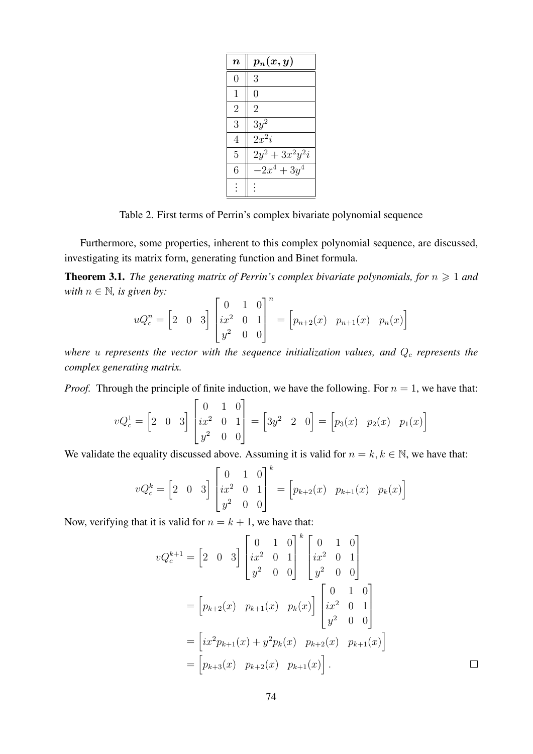| $n$ | $p_n(x,y)$ |
|---|---|
| 0 | 3 |
| 1 | 0 |
| 2 | 2 |
| 3 | $3y^2$ |
| 4 | $2x^2i$ |
| 5 | $2y^2 + 3x^2y^2i$ |
| 6 | $-2x^4 + 3y^4$ |
| $\vdots$ | $\vdots$ |

Table 2. First terms of Perrin's complex bivariate polynomial sequence

Furthermore, some properties, inherent to this complex polynomial sequence, are discussed, investigating its matrix form, generating function and Binet formula.

**Theorem 3.1.** *The generating matrix of Perrin's complex bivariate polynomials, for $n \geqslant 1$ and with $n \in \mathbb{N}$, is given by:*

$$uQ_c^n = \begin{bmatrix} 2 & 0 & 3 \end{bmatrix} \begin{bmatrix} 0 & 1 & 0 \\ ix^2 & 0 & 1 \\ y^2 & 0 & 0 \end{bmatrix}^n = \begin{bmatrix} p_{n+2}(x) & p_{n+1}(x) & p_n(x) \end{bmatrix}$$

*where $u$ represents the vector with the sequence initialization values, and $Q_c$ represents the complex generating matrix.*

*Proof.* Through the principle of finite induction, we have the following. For $n = 1$, we have that:

$$vQ_c^1 = \begin{bmatrix} 2 & 0 & 3 \end{bmatrix} \begin{bmatrix} 0 & 1 & 0 \\ ix^2 & 0 & 1 \\ y^2 & 0 & 0 \end{bmatrix} = \begin{bmatrix} 3y^2 & 2 & 0 \end{bmatrix} = \begin{bmatrix} p_3(x) & p_2(x) & p_1(x) \end{bmatrix}$$

We validate the equality discussed above. Assuming it is valid for $n = k, k \in \mathbb{N}$, we have that:

$$vQ_c^k = \begin{bmatrix} 2 & 0 & 3 \end{bmatrix} \begin{bmatrix} 0 & 1 & 0 \\ ix^2 & 0 & 1 \\ y^2 & 0 & 0 \end{bmatrix}^k = \begin{bmatrix} p_{k+2}(x) & p_{k+1}(x) & p_k(x) \end{bmatrix}$$

Now, verifying that it is valid for $n = k + 1$, we have that:

$$\begin{aligned}
vQ_c^{k+1} &= \begin{bmatrix} 2 & 0 & 3 \end{bmatrix} \begin{bmatrix} 0 & 1 & 0 \\ ix^2 & 0 & 1 \\ y^2 & 0 & 0 \end{bmatrix}^k \begin{bmatrix} 0 & 1 & 0 \\ ix^2 & 0 & 1 \\ y^2 & 0 & 0 \end{bmatrix} \\
&= \begin{bmatrix} p_{k+2}(x) & p_{k+1}(x) & p_k(x) \end{bmatrix} \begin{bmatrix} 0 & 1 & 0 \\ ix^2 & 0 & 1 \\ y^2 & 0 & 0 \end{bmatrix} \\
&= \begin{bmatrix} ix^2 p_{k+1}(x) + y^2 p_k(x) & p_{k+2}(x) & p_{k+1}(x) \end{bmatrix} \\
&= \begin{bmatrix} p_{k+3}(x) & p_{k+2}(x) & p_{k+1}(x) \end{bmatrix}.
\end{aligned}$$

$\square$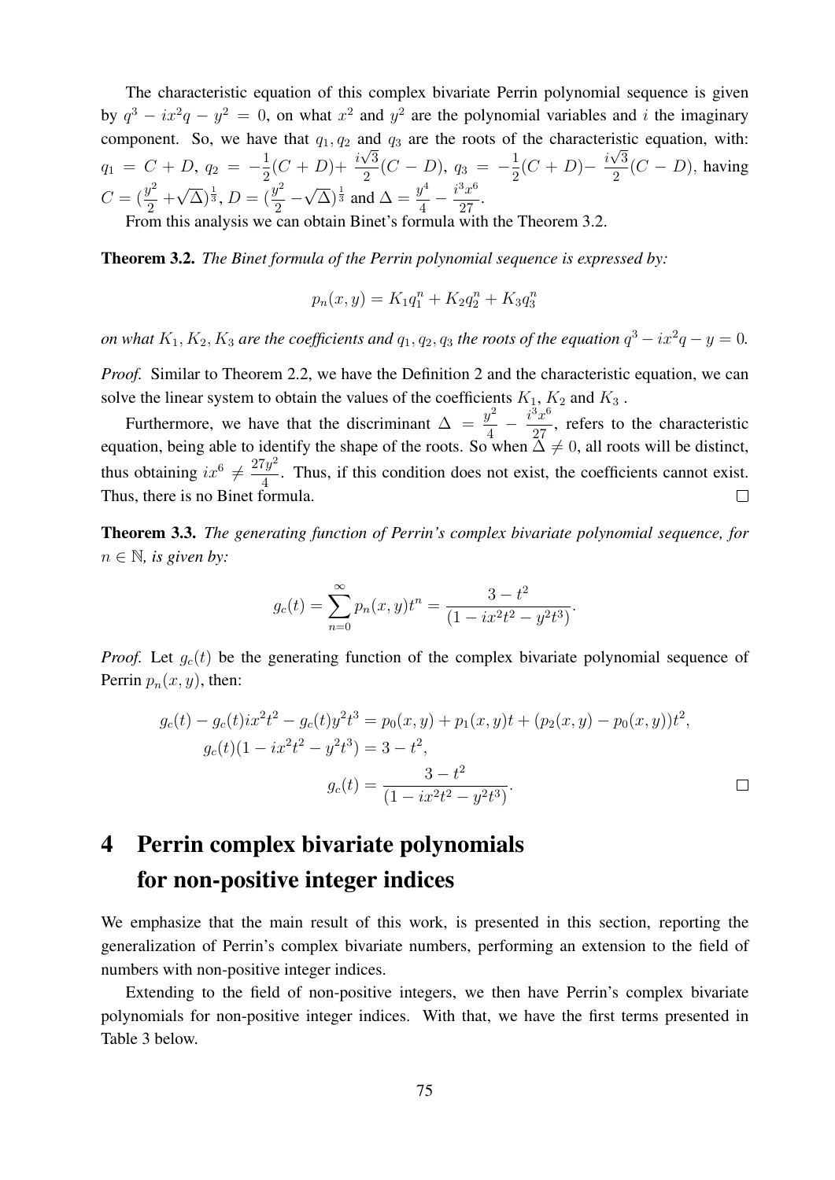The characteristic equation of this complex bivariate Perrin polynomial sequence is given by $q^3 - ix^2q - y^2 = 0$, on what $x^2$ and $y^2$ are the polynomial variables and $i$ the imaginary component. So, we have that $q_1, q_2$ and $q_3$ are the roots of the characteristic equation, with: $q_1 = C + D$, $q_2 = -\frac{1}{2}(C + D) + \frac{i\sqrt{3}}{2}(C - D)$, $q_3 = -\frac{1}{2}(C + D) - \frac{i\sqrt{3}}{2}(C - D)$, having $C = (\frac{y^2}{2} + \sqrt{\Delta})^{\frac{1}{3}}$, $D = (\frac{y^2}{2} - \sqrt{\Delta})^{\frac{1}{3}}$ and $\Delta = \frac{y^4}{4} - \frac{i^3x^6}{27}$.

From this analysis we can obtain Binet's formula with the Theorem 3.2.

**Theorem 3.2.** *The Binet formula of the Perrin polynomial sequence is expressed by:*

$$p_n(x, y) = K_1q_1^n + K_2q_2^n + K_3q_3^n$$

*on what* $K_1, K_2, K_3$ *are the coefficients and* $q_1, q_2, q_3$ *the roots of the equation* $q^3 - ix^2q - y = 0$.

*Proof.* Similar to Theorem 2.2, we have the Definition 2 and the characteristic equation, we can solve the linear system to obtain the values of the coefficients $K_1, K_2$ and $K_3$.

Furthermore, we have that the discriminant $\Delta = \frac{y^2}{4} - \frac{i^3x^6}{27}$, refers to the characteristic equation, being able to identify the shape of the roots. So when $\Delta \neq 0$, all roots will be distinct, thus obtaining $ix^6 \neq \frac{27y^2}{4}$. Thus, if this condition does not exist, the coefficients cannot exist. Thus, there is no Binet formula. $\square$

**Theorem 3.3.** *The generating function of Perrin's complex bivariate polynomial sequence, for* $n \in \mathbb{N}$*, is given by:*

$$g_c(t) = \sum_{n=0}^{\infty} p_n(x, y)t^n = \frac{3 - t^2}{(1 - ix^2t^2 - y^2t^3)}.$$

*Proof.* Let $g_c(t)$ be the generating function of the complex bivariate polynomial sequence of Perrin $p_n(x, y)$, then:

$$g_c(t) - g_c(t)ix^2t^2 - g_c(t)y^2t^3 = p_0(x, y) + p_1(x, y)t + (p_2(x, y) - p_0(x, y))t^2,$$

$$g_c(t)(1 - ix^2t^2 - y^2t^3) = 3 - t^2,$$

$$g_c(t) = \frac{3 - t^2}{(1 - ix^2t^2 - y^2t^3)}.$$

$\square$

# 4 Perrin complex bivariate polynomials for non-positive integer indices

We emphasize that the main result of this work, is presented in this section, reporting the generalization of Perrin's complex bivariate numbers, performing an extension to the field of numbers with non-positive integer indices.

Extending to the field of non-positive integers, we then have Perrin's complex bivariate polynomials for non-positive integer indices. With that, we have the first terms presented in Table 3 below.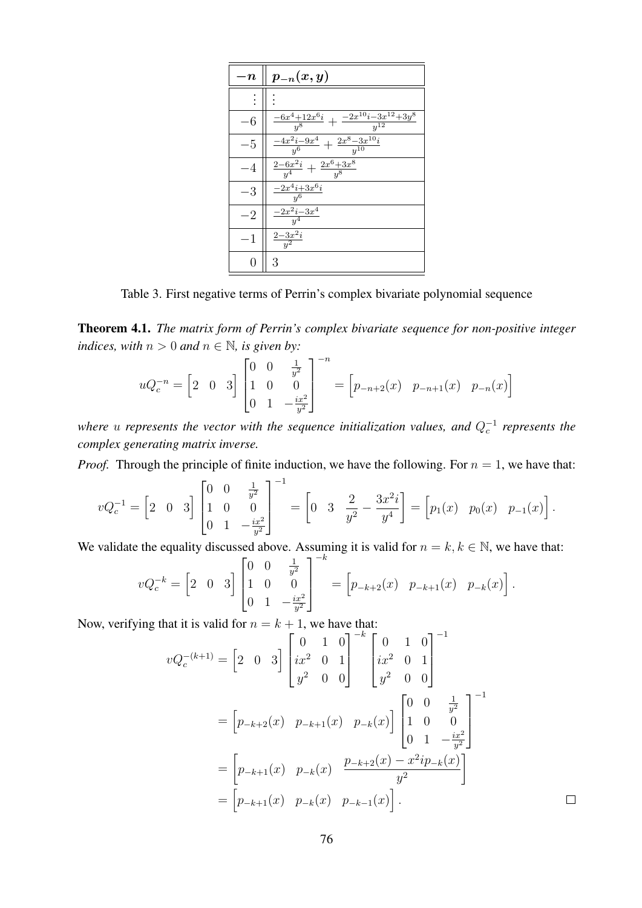| $-n$ | $p_{-n}(x,y)$ |
|---|---|
| $\vdots$ | $\vdots$ |
| $-6$ | $\frac{-6x^4+12x^6i}{y^8}+\frac{-2x^{10}i-3x^{12}+3y^8}{y^{12}}$ |
| $-5$ | $\frac{-4x^2i-9x^4}{y^6}+\frac{2x^8-3x^{10}i}{y^{10}}$ |
| $-4$ | $\frac{2-6x^2i}{y^4}+\frac{2x^6+3x^8}{y^8}$ |
| $-3$ | $\frac{-2x^4i+3x^6i}{y^6}$ |
| $-2$ | $\frac{-2x^2i-3x^4}{y^4}$ |
| $-1$ | $\frac{2-3x^2i}{y^2}$ |
| $0$ | $3$ |

Table 3. First negative terms of Perrin's complex bivariate polynomial sequence

**Theorem 4.1.** *The matrix form of Perrin's complex bivariate sequence for non-positive integer indices, with $n > 0$ and $n \in \mathbb{N}$, is given by:*

$$uQ_c^{-n} = \begin{bmatrix} 2 & 0 & 3 \end{bmatrix} \begin{bmatrix} 0 & 0 & \frac{1}{y^2} \\ 1 & 0 & 0 \\ 0 & 1 & -\frac{ix^2}{y^2} \end{bmatrix}^{-n} = \begin{bmatrix} p_{-n+2}(x) & p_{-n+1}(x) & p_{-n}(x) \end{bmatrix}$$

*where $u$ represents the vector with the sequence initialization values, and $Q_c^{-1}$ represents the complex generating matrix inverse.*

*Proof.* Through the principle of finite induction, we have the following. For $n = 1$, we have that:

$$vQ_c^{-1} = \begin{bmatrix} 2 & 0 & 3 \end{bmatrix} \begin{bmatrix} 0 & 0 & \frac{1}{y^2} \\ 1 & 0 & 0 \\ 0 & 1 & -\frac{ix^2}{y^2} \end{bmatrix}^{-1} = \begin{bmatrix} 0 & 3 & \frac{2}{y^2} - \frac{3x^2 i}{y^4} \end{bmatrix} = \begin{bmatrix} p_1(x) & p_0(x) & p_{-1}(x) \end{bmatrix}.$$

We validate the equality discussed above. Assuming it is valid for $n = k, k \in \mathbb{N}$, we have that:

$$vQ_c^{-k} = \begin{bmatrix} 2 & 0 & 3 \end{bmatrix} \begin{bmatrix} 0 & 0 & \frac{1}{y^2} \\ 1 & 0 & 0 \\ 0 & 1 & -\frac{ix^2}{y^2} \end{bmatrix}^{-k} = \begin{bmatrix} p_{-k+2}(x) & p_{-k+1}(x) & p_{-k}(x) \end{bmatrix}.$$

Now, verifying that it is valid for $n = k + 1$, we have that:

$$\begin{aligned}
vQ_c^{-(k+1)} &= \begin{bmatrix} 2 & 0 & 3 \end{bmatrix} \begin{bmatrix} 0 & 1 & 0 \\ ix^2 & 0 & 1 \\ y^2 & 0 & 0 \end{bmatrix}^{-k} \begin{bmatrix} 0 & 1 & 0 \\ ix^2 & 0 & 1 \\ y^2 & 0 & 0 \end{bmatrix}^{-1} \\
&= \begin{bmatrix} p_{-k+2}(x) & p_{-k+1}(x) & p_{-k}(x) \end{bmatrix} \begin{bmatrix} 0 & 0 & \frac{1}{y^2} \\ 1 & 0 & 0 \\ 0 & 1 & -\frac{ix^2}{y^2} \end{bmatrix}^{-1} \\
&= \begin{bmatrix} p_{-k+1}(x) & p_{-k}(x) & \frac{p_{-k+2}(x) - x^2 i p_{-k}(x)}{y^2} \end{bmatrix} \\
&= \begin{bmatrix} p_{-k+1}(x) & p_{-k}(x) & p_{-k-1}(x) \end{bmatrix}.
\end{aligned}$$

$\square$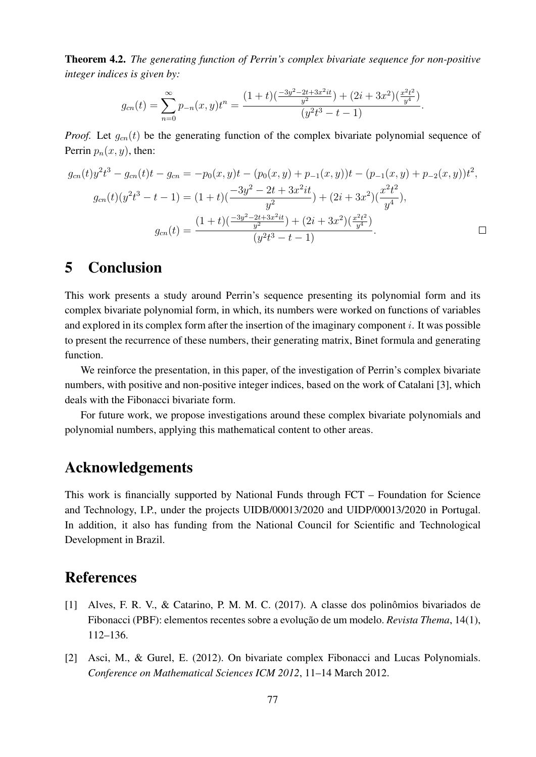**Theorem 4.2.** *The generating function of Perrin's complex bivariate sequence for non-positive integer indices is given by:*

$$g_{cn}(t) = \sum_{n=0}^{\infty} p_{-n}(x,y)t^n = \frac{(1+t)(\frac{-3y^2-2t+3x^2it}{y^2}) + (2i+3x^2)(\frac{x^2t^2}{y^4})}{(y^2t^3-t-1)}.$$

*Proof.* Let $g_{cn}(t)$ be the generating function of the complex bivariate polynomial sequence of Perrin $p_n(x,y)$, then:

$$g_{cn}(t)y^2t^3 - g_{cn}(t)t - g_{cn} = -p_0(x,y)t - (p_0(x,y) + p_{-1}(x,y))t - (p_{-1}(x,y) + p_{-2}(x,y))t^2,$$

$$g_{cn}(t)(y^2t^3 - t - 1) = (1+t)(\frac{-3y^2 - 2t + 3x^2it}{y^2}) + (2i + 3x^2)(\frac{x^2t^2}{y^4}),$$

$$g_{cn}(t) = \frac{(1+t)(\frac{-3y^2-2t+3x^2it}{y^2}) + (2i+3x^2)(\frac{x^2t^2}{y^4})}{(y^2t^3-t-1)}.$$

□

# 5 Conclusion

This work presents a study around Perrin's sequence presenting its polynomial form and its complex bivariate polynomial form, in which, its numbers were worked on functions of variables and explored in its complex form after the insertion of the imaginary component $i$. It was possible to present the recurrence of these numbers, their generating matrix, Binet formula and generating function.

We reinforce the presentation, in this paper, of the investigation of Perrin's complex bivariate numbers, with positive and non-positive integer indices, based on the work of Catalani [3], which deals with the Fibonacci bivariate form.

For future work, we propose investigations around these complex bivariate polynomials and polynomial numbers, applying this mathematical content to other areas.

# Acknowledgements

This work is financially supported by National Funds through FCT – Foundation for Science and Technology, I.P., under the projects UIDB/00013/2020 and UIDP/00013/2020 in Portugal. In addition, it also has funding from the National Council for Scientific and Technological Development in Brazil.

# References

[1] Alves, F. R. V., & Catarino, P. M. M. C. (2017). A classe dos polinômios bivariados de Fibonacci (PBF): elementos recentes sobre a evolução de um modelo. *Revista Thema*, 14(1), 112–136.

[2] Asci, M., & Gurel, E. (2012). On bivariate complex Fibonacci and Lucas Polynomials. *Conference on Mathematical Sciences ICM 2012*, 11–14 March 2012.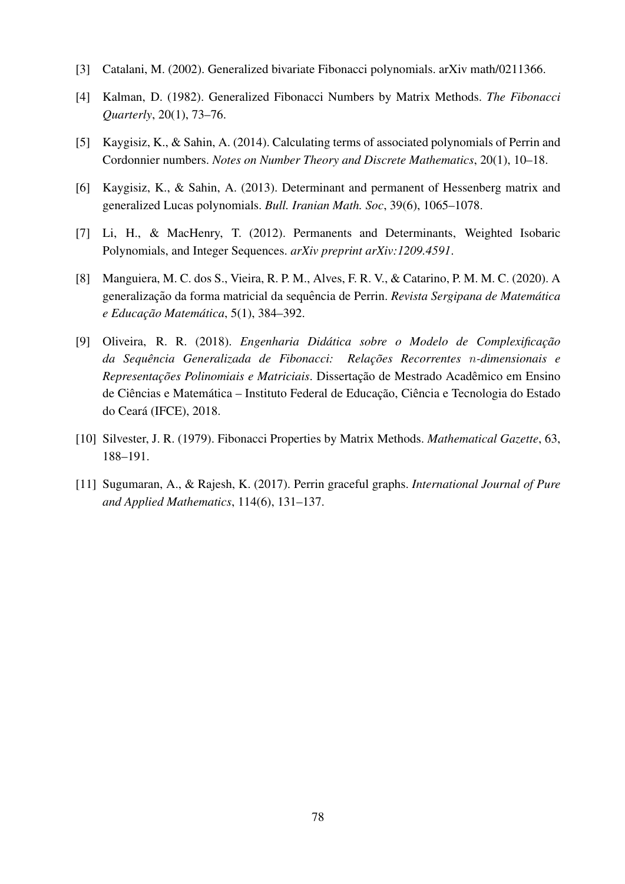[3] Catalani, M. (2002). Generalized bivariate Fibonacci polynomials. arXiv math/0211366.

[4] Kalman, D. (1982). Generalized Fibonacci Numbers by Matrix Methods. *The Fibonacci Quarterly*, 20(1), 73–76.

[5] Kaygisiz, K., & Sahin, A. (2014). Calculating terms of associated polynomials of Perrin and Cordonnier numbers. *Notes on Number Theory and Discrete Mathematics*, 20(1), 10–18.

[6] Kaygisiz, K., & Sahin, A. (2013). Determinant and permanent of Hessenberg matrix and generalized Lucas polynomials. *Bull. Iranian Math. Soc*, 39(6), 1065–1078.

[7] Li, H., & MacHenry, T. (2012). Permanents and Determinants, Weighted Isobaric Polynomials, and Integer Sequences. *arXiv preprint arXiv:1209.4591*.

[8] Manguiera, M. C. dos S., Vieira, R. P. M., Alves, F. R. V., & Catarino, P. M. M. C. (2020). A generalização da forma matricial da sequência de Perrin. *Revista Sergipana de Matemática e Educação Matemática*, 5(1), 384–392.

[9] Oliveira, R. R. (2018). *Engenharia Didática sobre o Modelo de Complexificação da Sequência Generalizada de Fibonacci: Relações Recorrentes $n$-dimensionais e Representações Polinomiais e Matriciais*. Dissertação de Mestrado Acadêmico em Ensino de Ciências e Matemática – Instituto Federal de Educação, Ciência e Tecnologia do Estado do Ceará (IFCE), 2018.

[10] Silvester, J. R. (1979). Fibonacci Properties by Matrix Methods. *Mathematical Gazette*, 63, 188–191.

[11] Sugumaran, A., & Rajesh, K. (2017). Perrin graceful graphs. *International Journal of Pure and Applied Mathematics*, 114(6), 131–137.